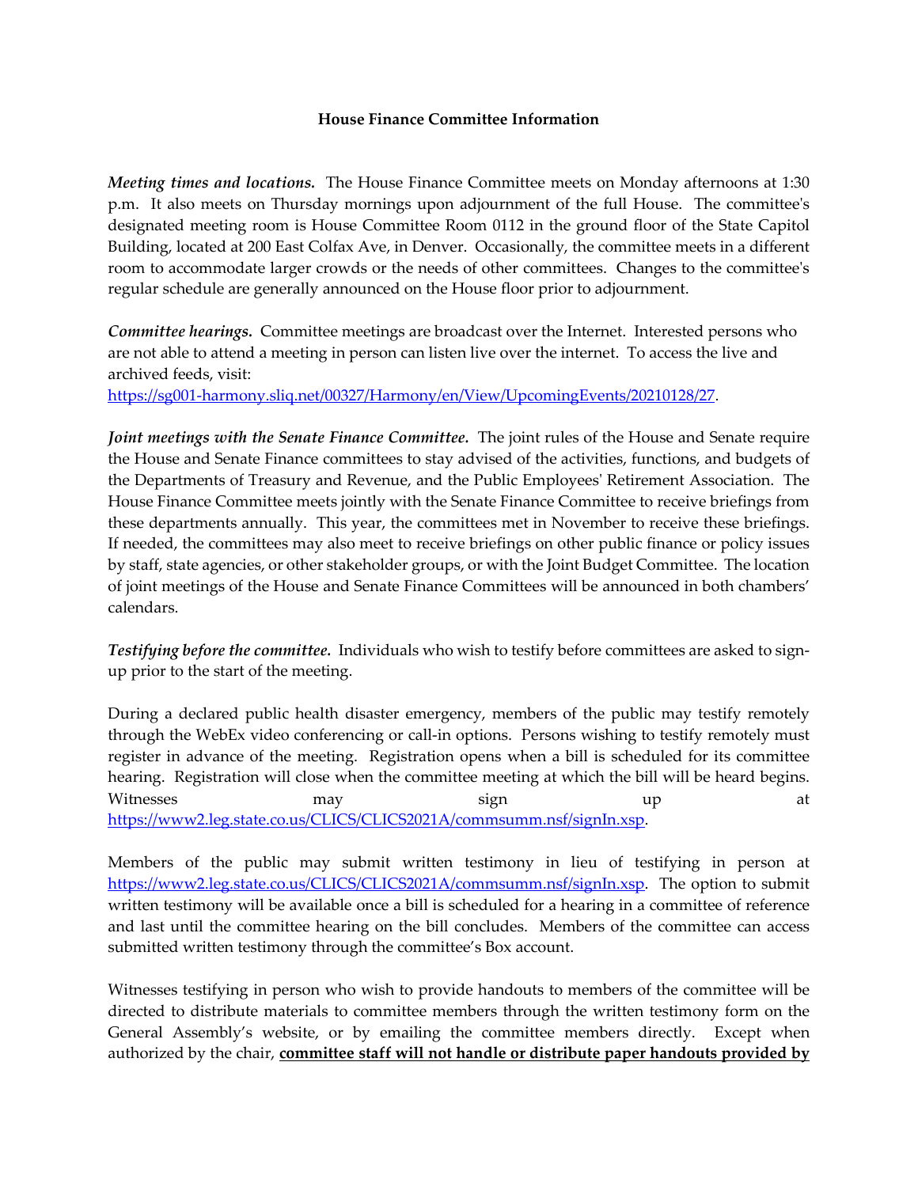**House Finance Committee Information**

***Meeting times and locations.*** The House Finance Committee meets on Monday afternoons at 1:30 p.m. It also meets on Thursday mornings upon adjournment of the full House. The committee's designated meeting room is House Committee Room 0112 in the ground floor of the State Capitol Building, located at 200 East Colfax Ave, in Denver. Occasionally, the committee meets in a different room to accommodate larger crowds or the needs of other committees. Changes to the committee's regular schedule are generally announced on the House floor prior to adjournment.

***Committee hearings.*** Committee meetings are broadcast over the Internet. Interested persons who are not able to attend a meeting in person can listen live over the internet. To access the live and archived feeds, visit:
https://sg001-harmony.sliq.net/00327/Harmony/en/View/UpcomingEvents/20210128/27.

***Joint meetings with the Senate Finance Committee.*** The joint rules of the House and Senate require the House and Senate Finance committees to stay advised of the activities, functions, and budgets of the Departments of Treasury and Revenue, and the Public Employees' Retirement Association. The House Finance Committee meets jointly with the Senate Finance Committee to receive briefings from these departments annually. This year, the committees met in November to receive these briefings. If needed, the committees may also meet to receive briefings on other public finance or policy issues by staff, state agencies, or other stakeholder groups, or with the Joint Budget Committee. The location of joint meetings of the House and Senate Finance Committees will be announced in both chambers' calendars.

***Testifying before the committee.*** Individuals who wish to testify before committees are asked to sign-up prior to the start of the meeting.

During a declared public health disaster emergency, members of the public may testify remotely through the WebEx video conferencing or call-in options. Persons wishing to testify remotely must register in advance of the meeting. Registration opens when a bill is scheduled for its committee hearing. Registration will close when the committee meeting at which the bill will be heard begins. Witnesses may sign up at https://www2.leg.state.co.us/CLICS/CLICS2021A/commsumm.nsf/signIn.xsp.

Members of the public may submit written testimony in lieu of testifying in person at https://www2.leg.state.co.us/CLICS/CLICS2021A/commsumm.nsf/signIn.xsp. The option to submit written testimony will be available once a bill is scheduled for a hearing in a committee of reference and last until the committee hearing on the bill concludes. Members of the committee can access submitted written testimony through the committee's Box account.

Witnesses testifying in person who wish to provide handouts to members of the committee will be directed to distribute materials to committee members through the written testimony form on the General Assembly's website, or by emailing the committee members directly. Except when authorized by the chair, **committee staff will not handle or distribute paper handouts provided by**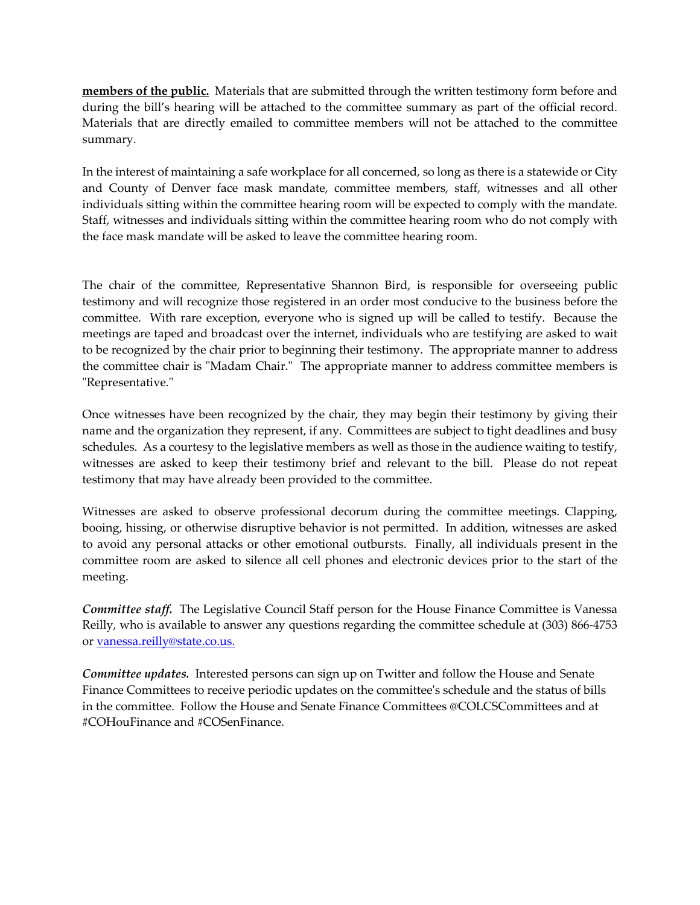**members of the public.** Materials that are submitted through the written testimony form before and during the bill's hearing will be attached to the committee summary as part of the official record. Materials that are directly emailed to committee members will not be attached to the committee summary.

In the interest of maintaining a safe workplace for all concerned, so long as there is a statewide or City and County of Denver face mask mandate, committee members, staff, witnesses and all other individuals sitting within the committee hearing room will be expected to comply with the mandate. Staff, witnesses and individuals sitting within the committee hearing room who do not comply with the face mask mandate will be asked to leave the committee hearing room.

The chair of the committee, Representative Shannon Bird, is responsible for overseeing public testimony and will recognize those registered in an order most conducive to the business before the committee. With rare exception, everyone who is signed up will be called to testify. Because the meetings are taped and broadcast over the internet, individuals who are testifying are asked to wait to be recognized by the chair prior to beginning their testimony. The appropriate manner to address the committee chair is "Madam Chair." The appropriate manner to address committee members is "Representative."

Once witnesses have been recognized by the chair, they may begin their testimony by giving their name and the organization they represent, if any. Committees are subject to tight deadlines and busy schedules. As a courtesy to the legislative members as well as those in the audience waiting to testify, witnesses are asked to keep their testimony brief and relevant to the bill. Please do not repeat testimony that may have already been provided to the committee.

Witnesses are asked to observe professional decorum during the committee meetings. Clapping, booing, hissing, or otherwise disruptive behavior is not permitted. In addition, witnesses are asked to avoid any personal attacks or other emotional outbursts. Finally, all individuals present in the committee room are asked to silence all cell phones and electronic devices prior to the start of the meeting.

***Committee staff.*** The Legislative Council Staff person for the House Finance Committee is Vanessa Reilly, who is available to answer any questions regarding the committee schedule at (303) 866-4753 or vanessa.reilly@state.co.us.

***Committee updates.*** Interested persons can sign up on Twitter and follow the House and Senate Finance Committees to receive periodic updates on the committee's schedule and the status of bills in the committee. Follow the House and Senate Finance Committees @COLCSCommittees and at #COHouFinance and #COSenFinance.